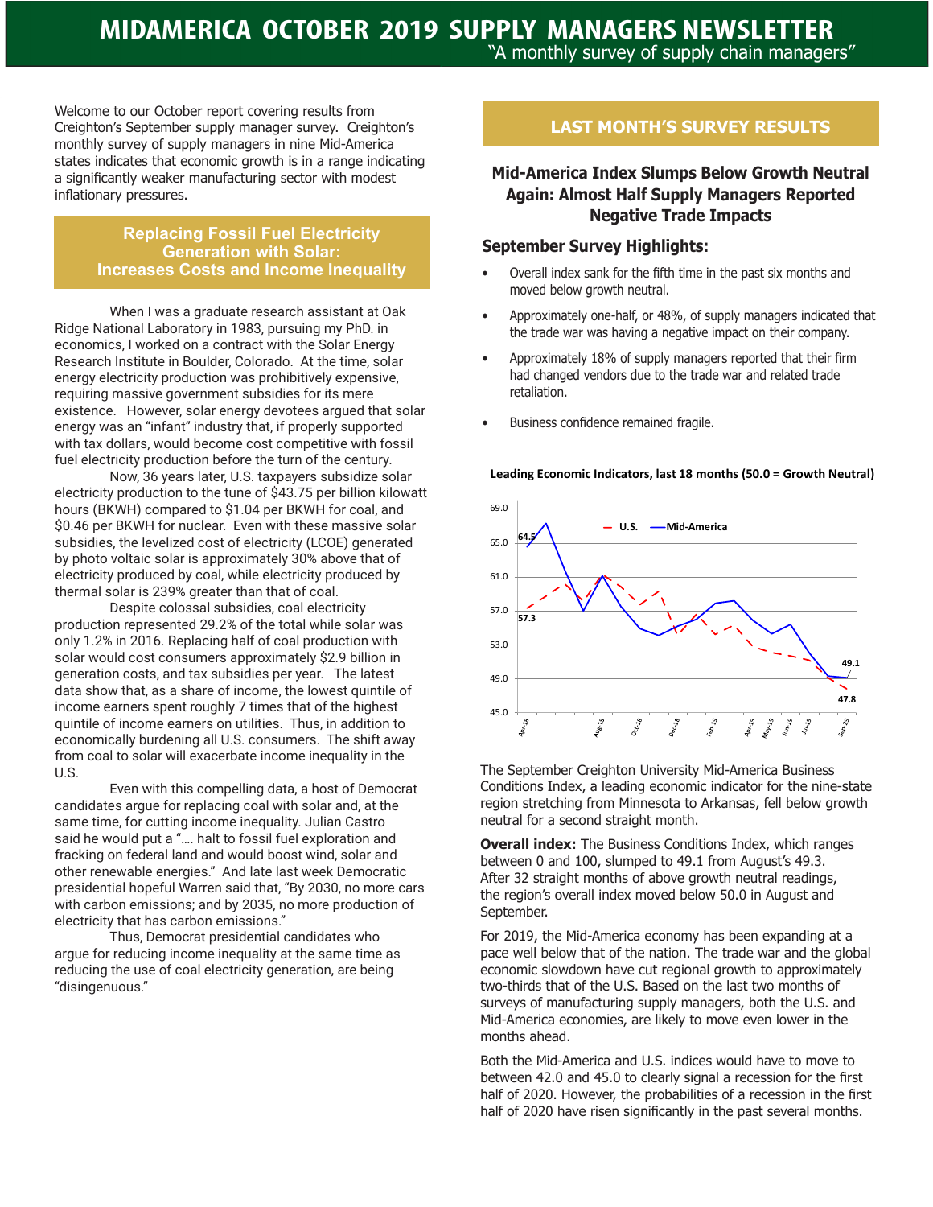# MIDAMERICA OCTOBER 2019 SUPPLY MANAGERS NEWSLETTER

"A monthly survey of supply chain managers"

Welcome to our October report covering results from Creighton's September supply manager survey. Creighton's monthly survey of supply managers in nine Mid-America states indicates that economic growth is in a range indicating a significantly weaker manufacturing sector with modest inflationary pressures.

## Replacing Fossil Fuel Electricity Generation with Solar: Increases Costs and Income Inequality

When I was a graduate research assistant at Oak Ridge National Laboratory in 1983, pursuing my PhD. in economics, I worked on a contract with the Solar Energy Research Institute in Boulder, Colorado. At the time, solar energy electricity production was prohibitively expensive, requiring massive government subsidies for its mere existence. However, solar energy devotees argued that solar energy was an "infant" industry that, if properly supported with tax dollars, would become cost competitive with fossil fuel electricity production before the turn of the century.

Now, 36 years later, U.S. taxpayers subsidize solar electricity production to the tune of $43.75 per billion kilowatt hours (BKWH) compared to $1.04 per BKWH for coal, and $0.46 per BKWH for nuclear. Even with these massive solar subsidies, the levelized cost of electricity (LCOE) generated by photo voltaic solar is approximately 30% above that of electricity produced by coal, while electricity produced by thermal solar is 239% greater than that of coal.

Despite colossal subsidies, coal electricity production represented 29.2% of the total while solar was only 1.2% in 2016. Replacing half of coal production with solar would cost consumers approximately $2.9 billion in generation costs, and tax subsidies per year. The latest data show that, as a share of income, the lowest quintile of income earners spent roughly 7 times that of the highest quintile of income earners on utilities. Thus, in addition to economically burdening all U.S. consumers. The shift away from coal to solar will exacerbate income inequality in the U.S.

Even with this compelling data, a host of Democrat candidates argue for replacing coal with solar and, at the same time, for cutting income inequality. Julian Castro said he would put a "…. halt to fossil fuel exploration and fracking on federal land and would boost wind, solar and other renewable energies." And late last week Democratic presidential hopeful Warren said that, "By 2030, no more cars with carbon emissions; and by 2035, no more production of electricity that has carbon emissions."

Thus, Democrat presidential candidates who argue for reducing income inequality at the same time as reducing the use of coal electricity generation, are being "disingenuous."

## LAST MONTH'S SURVEY RESULTS

### Mid-America Index Slumps Below Growth Neutral Again: Almost Half Supply Managers Reported Negative Trade Impacts

### September Survey Highlights:

- Overall index sank for the fifth time in the past six months and moved below growth neutral.
- Approximately one-half, or 48%, of supply managers indicated that the trade war was having a negative impact on their company.
- Approximately 18% of supply managers reported that their firm had changed vendors due to the trade war and related trade retaliation.
- Business confidence remained fragile.

**Leading Economic Indicators, last 18 months (50.0 = Growth Neutral)**

The September Creighton University Mid-America Business Conditions Index, a leading economic indicator for the nine-state region stretching from Minnesota to Arkansas, fell below growth neutral for a second straight month.

**Overall index:** The Business Conditions Index, which ranges between 0 and 100, slumped to 49.1 from August's 49.3. After 32 straight months of above growth neutral readings, the region's overall index moved below 50.0 in August and September.

For 2019, the Mid-America economy has been expanding at a pace well below that of the nation. The trade war and the global economic slowdown have cut regional growth to approximately two-thirds that of the U.S. Based on the last two months of surveys of manufacturing supply managers, both the U.S. and Mid-America economies, are likely to move even lower in the months ahead.

Both the Mid-America and U.S. indices would have to move to between 42.0 and 45.0 to clearly signal a recession for the first half of 2020. However, the probabilities of a recession in the first half of 2020 have risen significantly in the past several months.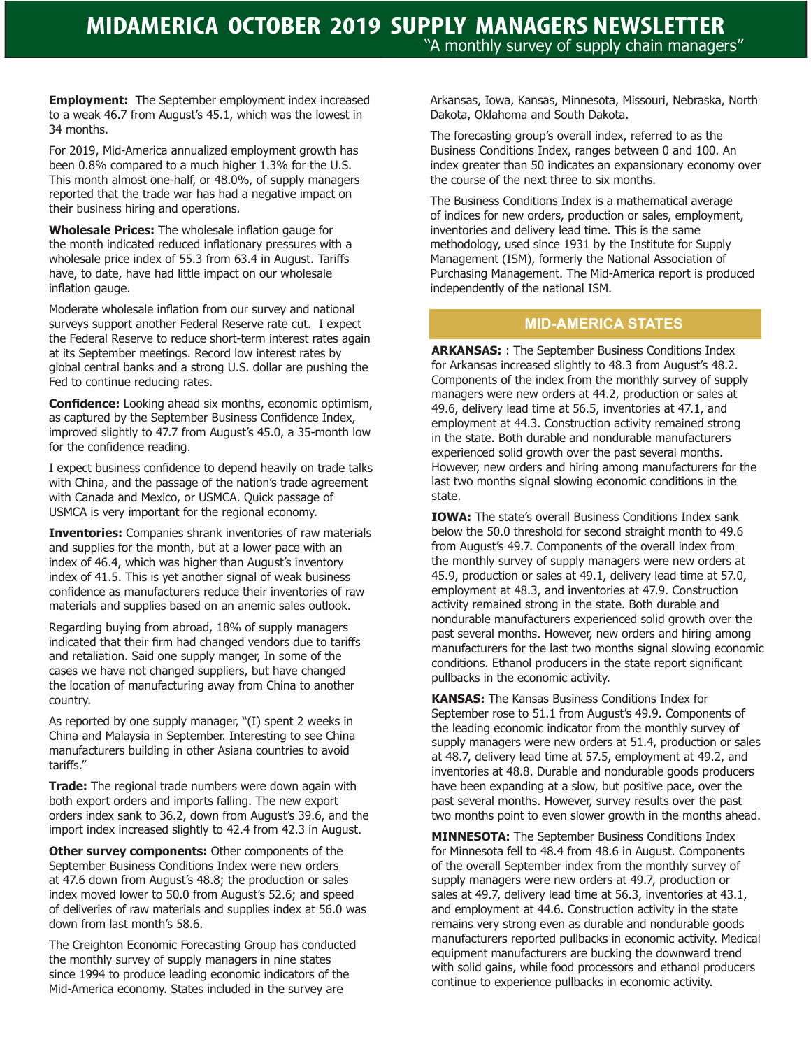# MIDAMERICA OCTOBER 2019 SUPPLY MANAGERS NEWSLETTER

"A monthly survey of supply chain managers"

**Employment:** The September employment index increased to a weak 46.7 from August's 45.1, which was the lowest in 34 months.

For 2019, Mid-America annualized employment growth has been 0.8% compared to a much higher 1.3% for the U.S. This month almost one-half, or 48.0%, of supply managers reported that the trade war has had a negative impact on their business hiring and operations.

**Wholesale Prices:** The wholesale inflation gauge for the month indicated reduced inflationary pressures with a wholesale price index of 55.3 from 63.4 in August. Tariffs have, to date, have had little impact on our wholesale inflation gauge.

Moderate wholesale inflation from our survey and national surveys support another Federal Reserve rate cut. I expect the Federal Reserve to reduce short-term interest rates again at its September meetings. Record low interest rates by global central banks and a strong U.S. dollar are pushing the Fed to continue reducing rates.

**Confidence:** Looking ahead six months, economic optimism, as captured by the September Business Confidence Index, improved slightly to 47.7 from August's 45.0, a 35-month low for the confidence reading.

I expect business confidence to depend heavily on trade talks with China, and the passage of the nation's trade agreement with Canada and Mexico, or USMCA. Quick passage of USMCA is very important for the regional economy.

**Inventories:** Companies shrank inventories of raw materials and supplies for the month, but at a lower pace with an index of 46.4, which was higher than August's inventory index of 41.5. This is yet another signal of weak business confidence as manufacturers reduce their inventories of raw materials and supplies based on an anemic sales outlook.

Regarding buying from abroad, 18% of supply managers indicated that their firm had changed vendors due to tariffs and retaliation. Said one supply manger, In some of the cases we have not changed suppliers, but have changed the location of manufacturing away from China to another country.

As reported by one supply manager, "(I) spent 2 weeks in China and Malaysia in September. Interesting to see China manufacturers building in other Asiana countries to avoid tariffs."

**Trade:** The regional trade numbers were down again with both export orders and imports falling. The new export orders index sank to 36.2, down from August's 39.6, and the import index increased slightly to 42.4 from 42.3 in August.

**Other survey components:** Other components of the September Business Conditions Index were new orders at 47.6 down from August's 48.8; the production or sales index moved lower to 50.0 from August's 52.6; and speed of deliveries of raw materials and supplies index at 56.0 was down from last month's 58.6.

The Creighton Economic Forecasting Group has conducted the monthly survey of supply managers in nine states since 1994 to produce leading economic indicators of the Mid-America economy. States included in the survey are Arkansas, Iowa, Kansas, Minnesota, Missouri, Nebraska, North Dakota, Oklahoma and South Dakota.

The forecasting group's overall index, referred to as the Business Conditions Index, ranges between 0 and 100. An index greater than 50 indicates an expansionary economy over the course of the next three to six months.

The Business Conditions Index is a mathematical average of indices for new orders, production or sales, employment, inventories and delivery lead time. This is the same methodology, used since 1931 by the Institute for Supply Management (ISM), formerly the National Association of Purchasing Management. The Mid-America report is produced independently of the national ISM.

## MID-AMERICA STATES

**ARKANSAS:** : The September Business Conditions Index for Arkansas increased slightly to 48.3 from August's 48.2. Components of the index from the monthly survey of supply managers were new orders at 44.2, production or sales at 49.6, delivery lead time at 56.5, inventories at 47.1, and employment at 44.3. Construction activity remained strong in the state. Both durable and nondurable manufacturers experienced solid growth over the past several months. However, new orders and hiring among manufacturers for the last two months signal slowing economic conditions in the state.

**IOWA:** The state's overall Business Conditions Index sank below the 50.0 threshold for second straight month to 49.6 from August's 49.7. Components of the overall index from the monthly survey of supply managers were new orders at 45.9, production or sales at 49.1, delivery lead time at 57.0, employment at 48.3, and inventories at 47.9. Construction activity remained strong in the state. Both durable and nondurable manufacturers experienced solid growth over the past several months. However, new orders and hiring among manufacturers for the last two months signal slowing economic conditions. Ethanol producers in the state report significant pullbacks in the economic activity.

**KANSAS:** The Kansas Business Conditions Index for September rose to 51.1 from August's 49.9. Components of the leading economic indicator from the monthly survey of supply managers were new orders at 51.4, production or sales at 48.7, delivery lead time at 57.5, employment at 49.2, and inventories at 48.8. Durable and nondurable goods producers have been expanding at a slow, but positive pace, over the past several months. However, survey results over the past two months point to even slower growth in the months ahead.

**MINNESOTA:** The September Business Conditions Index for Minnesota fell to 48.4 from 48.6 in August. Components of the overall September index from the monthly survey of supply managers were new orders at 49.7, production or sales at 49.7, delivery lead time at 56.3, inventories at 43.1, and employment at 44.6. Construction activity in the state remains very strong even as durable and nondurable goods manufacturers reported pullbacks in economic activity. Medical equipment manufacturers are bucking the downward trend with solid gains, while food processors and ethanol producers continue to experience pullbacks in economic activity.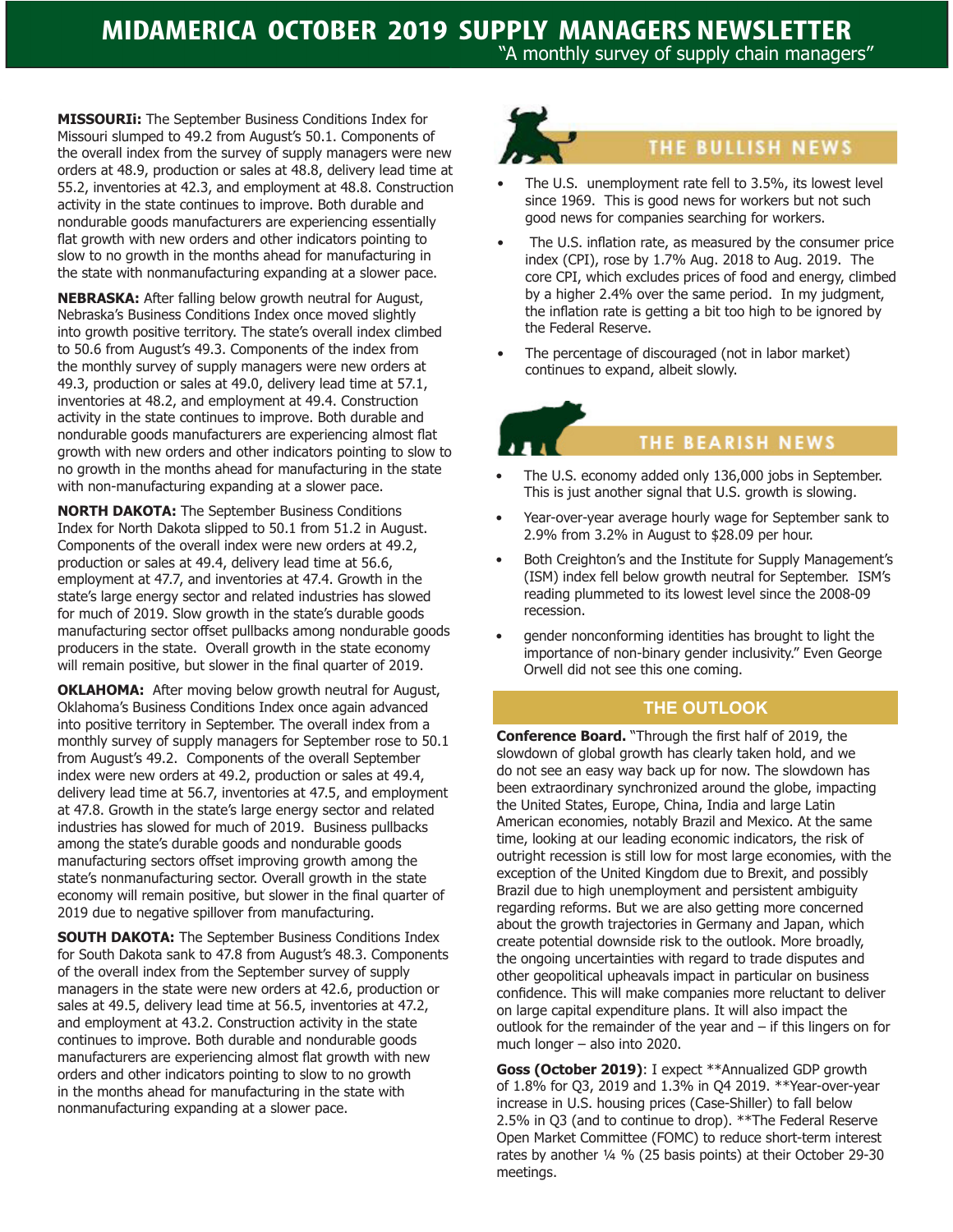# MIDAMERICA OCTOBER 2019 SUPPLY MANAGERS NEWSLETTER

"A monthly survey of supply chain managers"

**MISSOURIi:** The September Business Conditions Index for Missouri slumped to 49.2 from August's 50.1. Components of the overall index from the survey of supply managers were new orders at 48.9, production or sales at 48.8, delivery lead time at 55.2, inventories at 42.3, and employment at 48.8. Construction activity in the state continues to improve. Both durable and nondurable goods manufacturers are experiencing essentially flat growth with new orders and other indicators pointing to slow to no growth in the months ahead for manufacturing in the state with nonmanufacturing expanding at a slower pace.

**NEBRASKA:** After falling below growth neutral for August, Nebraska's Business Conditions Index once moved slightly into growth positive territory. The state's overall index climbed to 50.6 from August's 49.3. Components of the index from the monthly survey of supply managers were new orders at 49.3, production or sales at 49.0, delivery lead time at 57.1, inventories at 48.2, and employment at 49.4. Construction activity in the state continues to improve. Both durable and nondurable goods manufacturers are experiencing almost flat growth with new orders and other indicators pointing to slow to no growth in the months ahead for manufacturing in the state with non-manufacturing expanding at a slower pace.

**NORTH DAKOTA:** The September Business Conditions Index for North Dakota slipped to 50.1 from 51.2 in August. Components of the overall index were new orders at 49.2, production or sales at 49.4, delivery lead time at 56.6, employment at 47.7, and inventories at 47.4. Growth in the state's large energy sector and related industries has slowed for much of 2019. Slow growth in the state's durable goods manufacturing sector offset pullbacks among nondurable goods producers in the state. Overall growth in the state economy will remain positive, but slower in the final quarter of 2019.

**OKLAHOMA:** After moving below growth neutral for August, Oklahoma's Business Conditions Index once again advanced into positive territory in September. The overall index from a monthly survey of supply managers for September rose to 50.1 from August's 49.2. Components of the overall September index were new orders at 49.2, production or sales at 49.4, delivery lead time at 56.7, inventories at 47.5, and employment at 47.8. Growth in the state's large energy sector and related industries has slowed for much of 2019. Business pullbacks among the state's durable goods and nondurable goods manufacturing sectors offset improving growth among the state's nonmanufacturing sector. Overall growth in the state economy will remain positive, but slower in the final quarter of 2019 due to negative spillover from manufacturing.

**SOUTH DAKOTA:** The September Business Conditions Index for South Dakota sank to 47.8 from August's 48.3. Components of the overall index from the September survey of supply managers in the state were new orders at 42.6, production or sales at 49.5, delivery lead time at 56.5, inventories at 47.2, and employment at 43.2. Construction activity in the state continues to improve. Both durable and nondurable goods manufacturers are experiencing almost flat growth with new orders and other indicators pointing to slow to no growth in the months ahead for manufacturing in the state with nonmanufacturing expanding at a slower pace.

## THE BULLISH NEWS

- The U.S. unemployment rate fell to 3.5%, its lowest level since 1969. This is good news for workers but not such good news for companies searching for workers.
- The U.S. inflation rate, as measured by the consumer price index (CPI), rose by 1.7% Aug. 2018 to Aug. 2019. The core CPI, which excludes prices of food and energy, climbed by a higher 2.4% over the same period. In my judgment, the inflation rate is getting a bit too high to be ignored by the Federal Reserve.
- The percentage of discouraged (not in labor market) continues to expand, albeit slowly.

## THE BEARISH NEWS

- The U.S. economy added only 136,000 jobs in September. This is just another signal that U.S. growth is slowing.
- Year-over-year average hourly wage for September sank to 2.9% from 3.2% in August to $28.09 per hour.
- Both Creighton's and the Institute for Supply Management's (ISM) index fell below growth neutral for September. ISM's reading plummeted to its lowest level since the 2008-09 recession.
- gender nonconforming identities has brought to light the importance of non-binary gender inclusivity." Even George Orwell did not see this one coming.

## THE OUTLOOK

**Conference Board.** "Through the first half of 2019, the slowdown of global growth has clearly taken hold, and we do not see an easy way back up for now. The slowdown has been extraordinary synchronized around the globe, impacting the United States, Europe, China, India and large Latin American economies, notably Brazil and Mexico. At the same time, looking at our leading economic indicators, the risk of outright recession is still low for most large economies, with the exception of the United Kingdom due to Brexit, and possibly Brazil due to high unemployment and persistent ambiguity regarding reforms. But we are also getting more concerned about the growth trajectories in Germany and Japan, which create potential downside risk to the outlook. More broadly, the ongoing uncertainties with regard to trade disputes and other geopolitical upheavals impact in particular on business confidence. This will make companies more reluctant to deliver on large capital expenditure plans. It will also impact the outlook for the remainder of the year and – if this lingers on for much longer – also into 2020.

**Goss (October 2019)**: I expect **Annualized GDP growth of 1.8% for Q3, 2019 and 1.3% in Q4 2019. **Year-over-year increase in U.S. housing prices (Case-Shiller) to fall below 2.5% in Q3 (and to continue to drop). **The Federal Reserve Open Market Committee (FOMC) to reduce short-term interest rates by another ¼ % (25 basis points) at their October 29-30 meetings.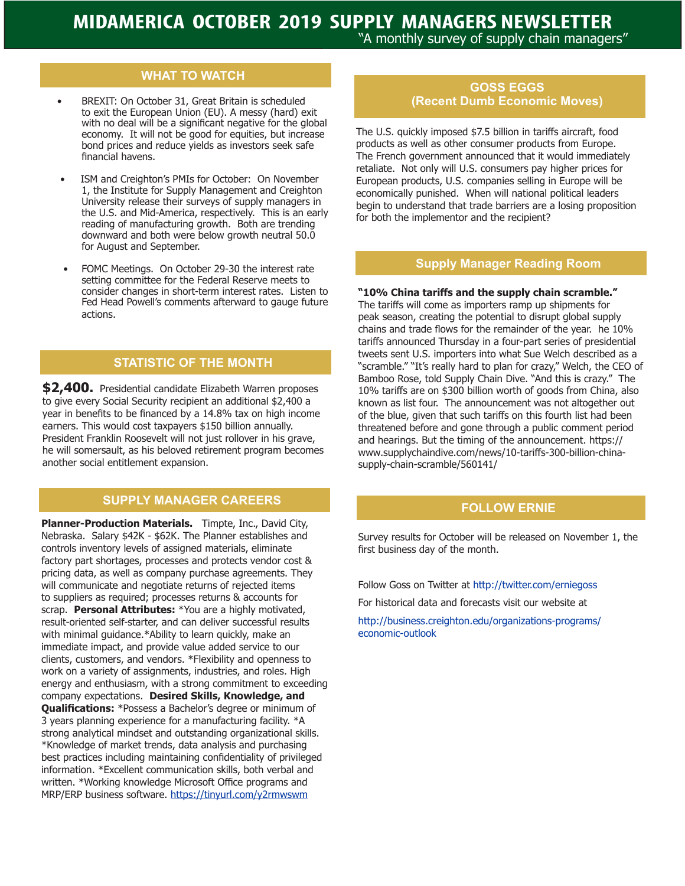# MIDAMERICA OCTOBER 2019 SUPPLY MANAGERS NEWSLETTER

"A monthly survey of supply chain managers"

## WHAT TO WATCH

- BREXIT: On October 31, Great Britain is scheduled to exit the European Union (EU). A messy (hard) exit with no deal will be a significant negative for the global economy. It will not be good for equities, but increase bond prices and reduce yields as investors seek safe financial havens.
- ISM and Creighton's PMIs for October: On November 1, the Institute for Supply Management and Creighton University release their surveys of supply managers in the U.S. and Mid-America, respectively. This is an early reading of manufacturing growth. Both are trending downward and both were below growth neutral 50.0 for August and September.
- FOMC Meetings. On October 29-30 the interest rate setting committee for the Federal Reserve meets to consider changes in short-term interest rates. Listen to Fed Head Powell's comments afterward to gauge future actions.

## STATISTIC OF THE MONTH

**$2,400.** Presidential candidate Elizabeth Warren proposes to give every Social Security recipient an additional $2,400 a year in benefits to be financed by a 14.8% tax on high income earners. This would cost taxpayers $150 billion annually. President Franklin Roosevelt will not just rollover in his grave, he will somersault, as his beloved retirement program becomes another social entitlement expansion.

## SUPPLY MANAGER CAREERS

**Planner-Production Materials.** Timpte, Inc., David City, Nebraska. Salary $42K - $62K. The Planner establishes and controls inventory levels of assigned materials, eliminate factory part shortages, processes and protects vendor cost & pricing data, as well as company purchase agreements. They will communicate and negotiate returns of rejected items to suppliers as required; processes returns & accounts for scrap. **Personal Attributes:** *You are a highly motivated, result-oriented self-starter, and can deliver successful results with minimal guidance.*Ability to learn quickly, make an immediate impact, and provide value added service to our clients, customers, and vendors. *Flexibility and openness to work on a variety of assignments, industries, and roles. High energy and enthusiasm, with a strong commitment to exceeding company expectations. **Desired Skills, Knowledge, and Qualifications:** *Possess a Bachelor's degree or minimum of 3 years planning experience for a manufacturing facility. *A strong analytical mindset and outstanding organizational skills. *Knowledge of market trends, data analysis and purchasing best practices including maintaining confidentiality of privileged information. *Excellent communication skills, both verbal and written. *Working knowledge Microsoft Office programs and MRP/ERP business software. https://tinyurl.com/y2rmwswm

## GOSS EGGS (Recent Dumb Economic Moves)

The U.S. quickly imposed $7.5 billion in tariffs aircraft, food products as well as other consumer products from Europe. The French government announced that it would immediately retaliate. Not only will U.S. consumers pay higher prices for European products, U.S. companies selling in Europe will be economically punished. When will national political leaders begin to understand that trade barriers are a losing proposition for both the implementor and the recipient?

## Supply Manager Reading Room

**"10% China tariffs and the supply chain scramble."** The tariffs will come as importers ramp up shipments for peak season, creating the potential to disrupt global supply chains and trade flows for the remainder of the year. he 10% tariffs announced Thursday in a four-part series of presidential tweets sent U.S. importers into what Sue Welch described as a "scramble." "It's really hard to plan for crazy," Welch, the CEO of Bamboo Rose, told Supply Chain Dive. "And this is crazy." The 10% tariffs are on $300 billion worth of goods from China, also known as list four. The announcement was not altogether out of the blue, given that such tariffs on this fourth list had been threatened before and gone through a public comment period and hearings. But the timing of the announcement. https://www.supplychaindive.com/news/10-tariffs-300-billion-china-supply-chain-scramble/560141/

## FOLLOW ERNIE

Survey results for October will be released on November 1, the first business day of the month.

Follow Goss on Twitter at http://twitter.com/erniegoss

For historical data and forecasts visit our website at

http://business.creighton.edu/organizations-programs/economic-outlook